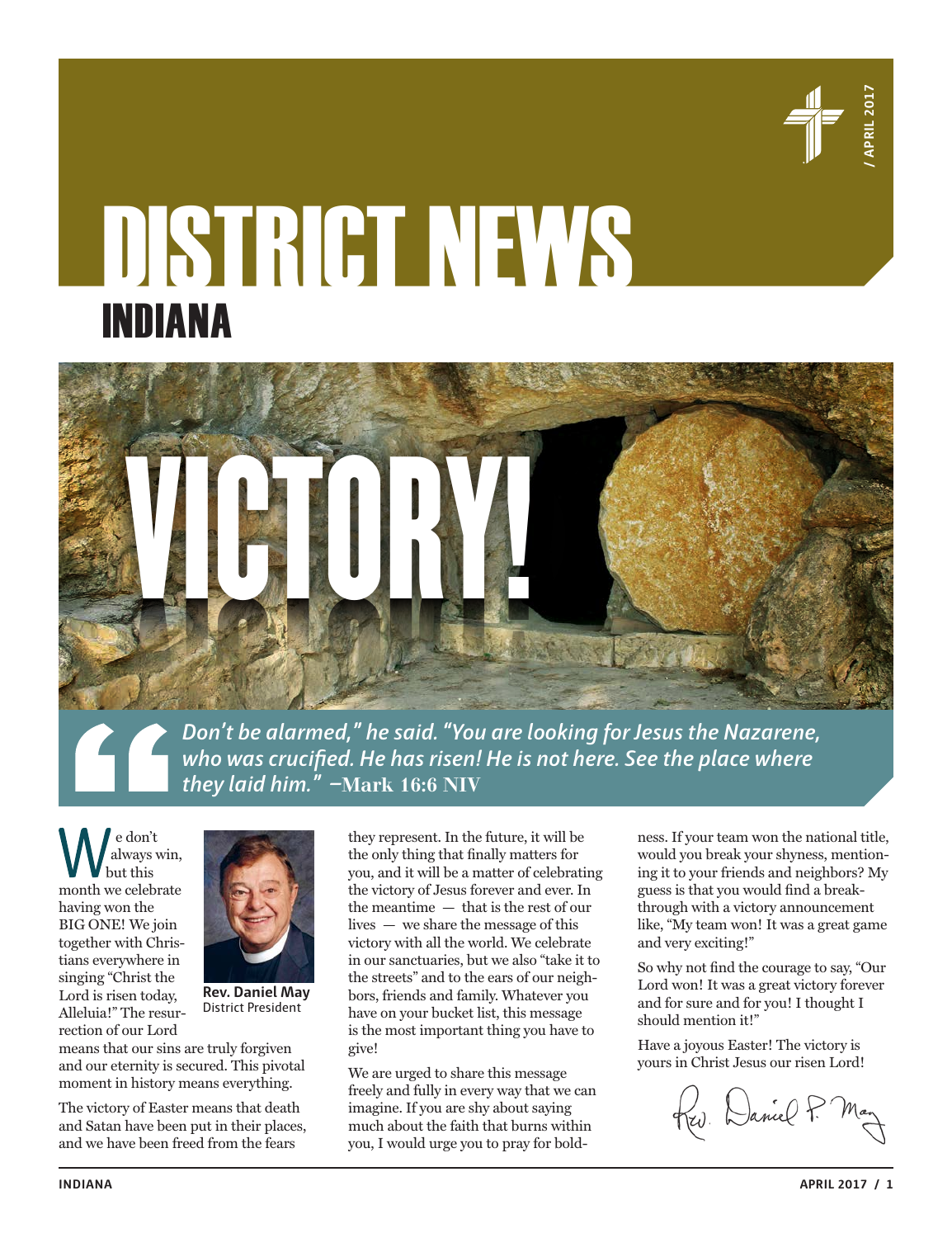# DISTRICT NEWS
## INDIANA

/ APRIL 2017

# VICTORY!

*Don't be alarmed," he said. "You are looking for Jesus the Nazarene, who was crucified. He has risen! He is not here. See the place where they laid him."* **—Mark 16:6 NIV**

We don't always win, but this month we celebrate having won the BIG ONE! We join together with Christians everywhere in singing "Christ the Lord is risen today, Alleluia!" The resurrection of our Lord means that our sins are truly forgiven and our eternity is secured. This pivotal moment in history means everything.

**Rev. Daniel May**
District President

The victory of Easter means that death and Satan have been put in their places, and we have been freed from the fears they represent. In the future, it will be the only thing that finally matters for you, and it will be a matter of celebrating the victory of Jesus forever and ever. In the meantime — that is the rest of our lives — we share the message of this victory with all the world. We celebrate in our sanctuaries, but we also "take it to the streets" and to the ears of our neighbors, friends and family. Whatever you have on your bucket list, this message is the most important thing you have to give!

We are urged to share this message freely and fully in every way that we can imagine. If you are shy about saying much about the faith that burns within you, I would urge you to pray for boldness. If your team won the national title, would you break your shyness, mentioning it to your friends and neighbors? My guess is that you would find a breakthrough with a victory announcement like, "My team won! It was a great game and very exciting!"

So why not find the courage to say, "Our Lord won! It was a great victory forever and for sure and for you! I thought I should mention it!"

Have a joyous Easter! The victory is yours in Christ Jesus our risen Lord!

Rev. Daniel P. May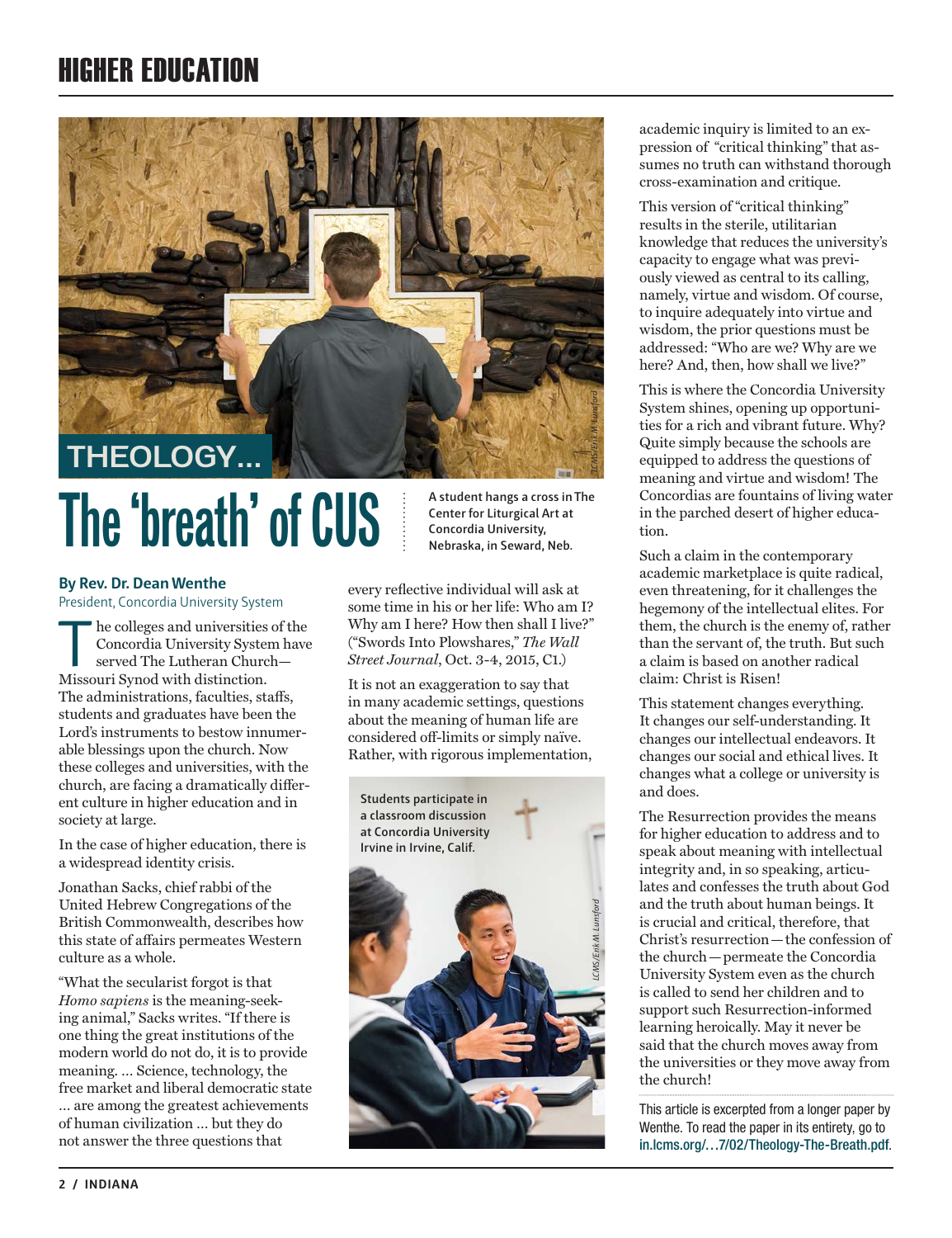# HIGHER EDUCATION

THEOLOGY...

# The 'breath' of CUS

A student hangs a cross in The Center for Liturgical Art at Concordia University, Nebraska, in Seward, Neb.

**By Rev. Dr. Dean Wenthe**
President, Concordia University System

The colleges and universities of the Concordia University System have served The Lutheran Church—Missouri Synod with distinction. The administrations, faculties, staffs, students and graduates have been the Lord's instruments to bestow innumerable blessings upon the church. Now these colleges and universities, with the church, are facing a dramatically different culture in higher education and in society at large.

In the case of higher education, there is a widespread identity crisis.

Jonathan Sacks, chief rabbi of the United Hebrew Congregations of the British Commonwealth, describes how this state of affairs permeates Western culture as a whole.

"What the secularist forgot is that *Homo sapiens* is the meaning-seeking animal," Sacks writes. "If there is one thing the great institutions of the modern world do not do, it is to provide meaning. ... Science, technology, the free market and liberal democratic state ... are among the greatest achievements of human civilization ... but they do not answer the three questions that every reflective individual will ask at some time in his or her life: Who am I? Why am I here? How then shall I live?" ("Swords Into Plowshares," *The Wall Street Journal*, Oct. 3-4, 2015, C1.)

It is not an exaggeration to say that in many academic settings, questions about the meaning of human life are considered off-limits or simply naïve. Rather, with rigorous implementation, academic inquiry is limited to an expression of "critical thinking" that assumes no truth can withstand thorough cross-examination and critique.

Students participate in a classroom discussion at Concordia University Irvine in Irvine, Calif.

This version of "critical thinking" results in the sterile, utilitarian knowledge that reduces the university's capacity to engage what was previously viewed as central to its calling, namely, virtue and wisdom. Of course, to inquire adequately into virtue and wisdom, the prior questions must be addressed: "Who are we? Why are we here? And, then, how shall we live?"

This is where the Concordia University System shines, opening up opportunities for a rich and vibrant future. Why? Quite simply because the schools are equipped to address the questions of meaning and virtue and wisdom! The Concordias are fountains of living water in the parched desert of higher education.

Such a claim in the contemporary academic marketplace is quite radical, even threatening, for it challenges the hegemony of the intellectual elites. For them, the church is the enemy of, rather than the servant of, the truth. But such a claim is based on another radical claim: Christ is Risen!

This statement changes everything. It changes our self-understanding. It changes our intellectual endeavors. It changes our social and ethical lives. It changes what a college or university is and does.

The Resurrection provides the means for higher education to address and to speak about meaning with intellectual integrity and, in so speaking, articulates and confesses the truth about God and the truth about human beings. It is crucial and critical, therefore, that Christ's resurrection—the confession of the church—permeate the Concordia University System even as the church is called to send her children and to support such Resurrection-informed learning heroically. May it never be said that the church moves away from the universities or they move away from the church!

This article is excerpted from a longer paper by Wenthe. To read the paper in its entirety, go to in.lcms.org/…7/02/Theology-The-Breath.pdf.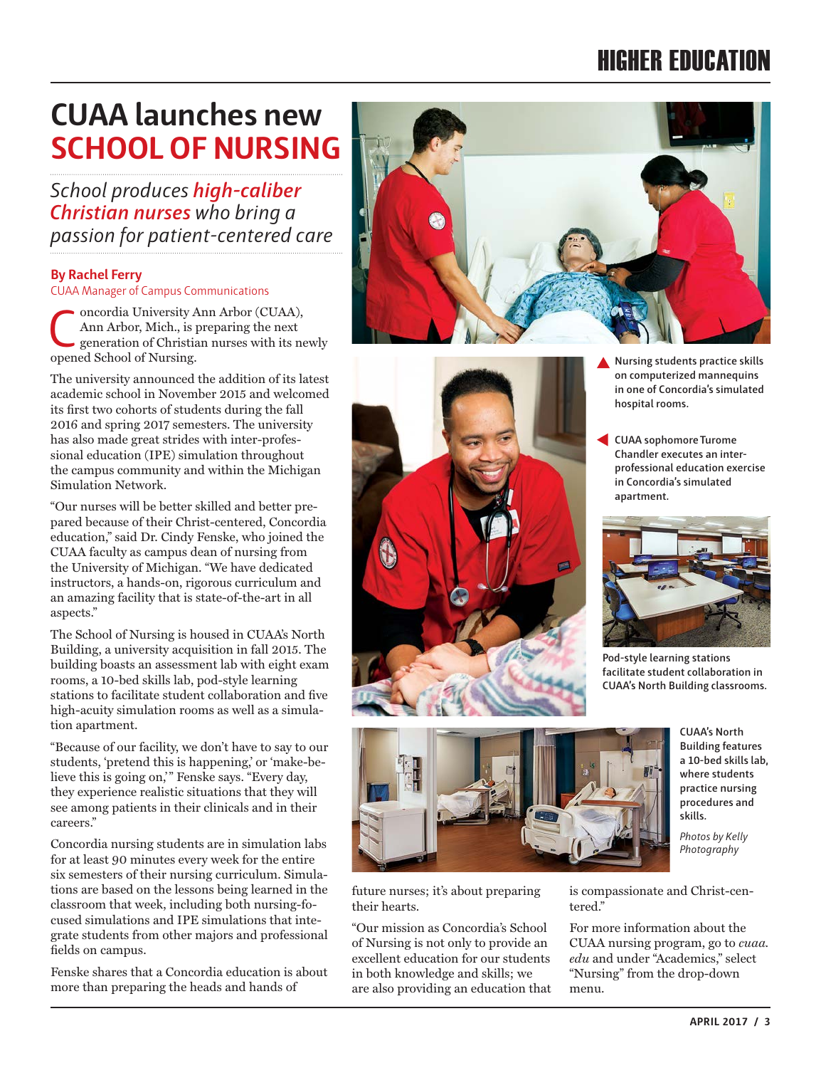# CUAA launches new SCHOOL OF NURSING

*School produces **high-caliber Christian nurses** who bring a passion for patient-centered care*

**By Rachel Ferry**
CUAA Manager of Campus Communications

Concordia University Ann Arbor (CUAA), Ann Arbor, Mich., is preparing the next generation of Christian nurses with its newly opened School of Nursing.

The university announced the addition of its latest academic school in November 2015 and welcomed its first two cohorts of students during the fall 2016 and spring 2017 semesters. The university has also made great strides with inter-professional education (IPE) simulation throughout the campus community and within the Michigan Simulation Network.

"Our nurses will be better skilled and better prepared because of their Christ-centered, Concordia education," said Dr. Cindy Fenske, who joined the CUAA faculty as campus dean of nursing from the University of Michigan. "We have dedicated instructors, a hands-on, rigorous curriculum and an amazing facility that is state-of-the-art in all aspects."

The School of Nursing is housed in CUAA's North Building, a university acquisition in fall 2015. The building boasts an assessment lab with eight exam rooms, a 10-bed skills lab, pod-style learning stations to facilitate student collaboration and five high-acuity simulation rooms as well as a simulation apartment.

"Because of our facility, we don't have to say to our students, 'pretend this is happening,' or 'make-believe this is going on,'" Fenske says. "Every day, they experience realistic situations that they will see among patients in their clinicals and in their careers."

Concordia nursing students are in simulation labs for at least 90 minutes every week for the entire six semesters of their nursing curriculum. Simulations are based on the lessons being learned in the classroom that week, including both nursing-focused simulations and IPE simulations that integrate students from other majors and professional fields on campus.

Fenske shares that a Concordia education is about more than preparing the heads and hands of future nurses; it's about preparing their hearts.

"Our mission as Concordia's School of Nursing is not only to provide an excellent education for our students in both knowledge and skills; we are also providing an education that is compassionate and Christ-centered."

For more information about the CUAA nursing program, go to *cuaa.edu* and under "Academics," select "Nursing" from the drop-down menu.

Nursing students practice skills on computerized mannequins in one of Concordia's simulated hospital rooms.

CUAA sophomore Turome Chandler executes an inter-professional education exercise in Concordia's simulated apartment.

Pod-style learning stations facilitate student collaboration in CUAA's North Building classrooms.

CUAA's North Building features a 10-bed skills lab, where students practice nursing procedures and skills.

*Photos by Kelly Photography*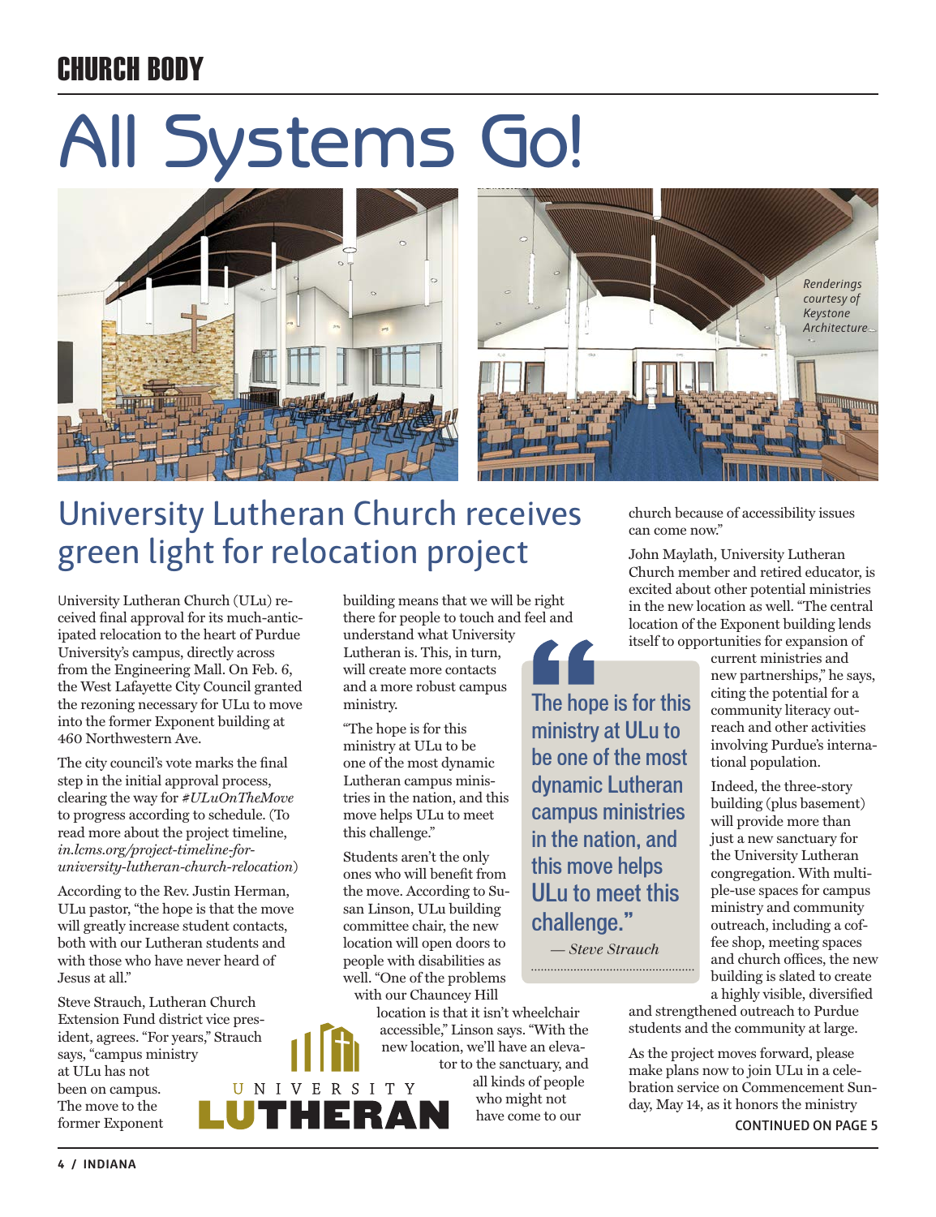CHURCH BODY

# All Systems Go!

*Renderings courtesy of Keystone Architecture*

## University Lutheran Church receives green light for relocation project

University Lutheran Church (ULu) received final approval for its much-anticipated relocation to the heart of Purdue University's campus, directly across from the Engineering Mall. On Feb. 6, the West Lafayette City Council granted the rezoning necessary for ULu to move into the former Exponent building at 460 Northwestern Ave.

The city council's vote marks the final step in the initial approval process, clearing the way for *#ULuOnTheMove* to progress according to schedule. (To read more about the project timeline, *in.lcms.org/project-timeline-for-university-lutheran-church-relocation*)

According to the Rev. Justin Herman, ULu pastor, "the hope is that the move will greatly increase student contacts, both with our Lutheran students and with those who have never heard of Jesus at all."

Steve Strauch, Lutheran Church Extension Fund district vice president, agrees. "For years," Strauch says, "campus ministry at ULu has not been on campus. The move to the former Exponent building means that we will be right there for people to touch and feel and understand what University Lutheran is. This, in turn, will create more contacts and a more robust campus ministry.

"The hope is for this ministry at ULu to be one of the most dynamic Lutheran campus ministries in the nation, and this move helps ULu to meet this challenge."

> "The hope is for this ministry at ULu to be one of the most dynamic Lutheran campus ministries in the nation, and this move helps ULu to meet this challenge."
>
> *— Steve Strauch*

Students aren't the only ones who will benefit from the move. According to Susan Linson, ULu building committee chair, the new location will open doors to people with disabilities as well. "One of the problems with our Chauncey Hill location is that it isn't wheelchair accessible," Linson says. "With the new location, we'll have an elevator to the sanctuary, and all kinds of people who might not have come to our church because of accessibility issues can come now."

UNIVERSITY LUTHERAN

John Maylath, University Lutheran Church member and retired educator, is excited about other potential ministries in the new location as well. "The central location of the Exponent building lends itself to opportunities for expansion of current ministries and new partnerships," he says, citing the potential for a community literacy outreach and other activities involving Purdue's international population.

Indeed, the three-story building (plus basement) will provide more than just a new sanctuary for the University Lutheran congregation. With multiple-use spaces for campus ministry and community outreach, including a coffee shop, meeting spaces and church offices, the new building is slated to create a highly visible, diversified and strengthened outreach to Purdue students and the community at large.

As the project moves forward, please make plans now to join ULu in a celebration service on Commencement Sunday, May 14, as it honors the ministry

CONTINUED ON PAGE 5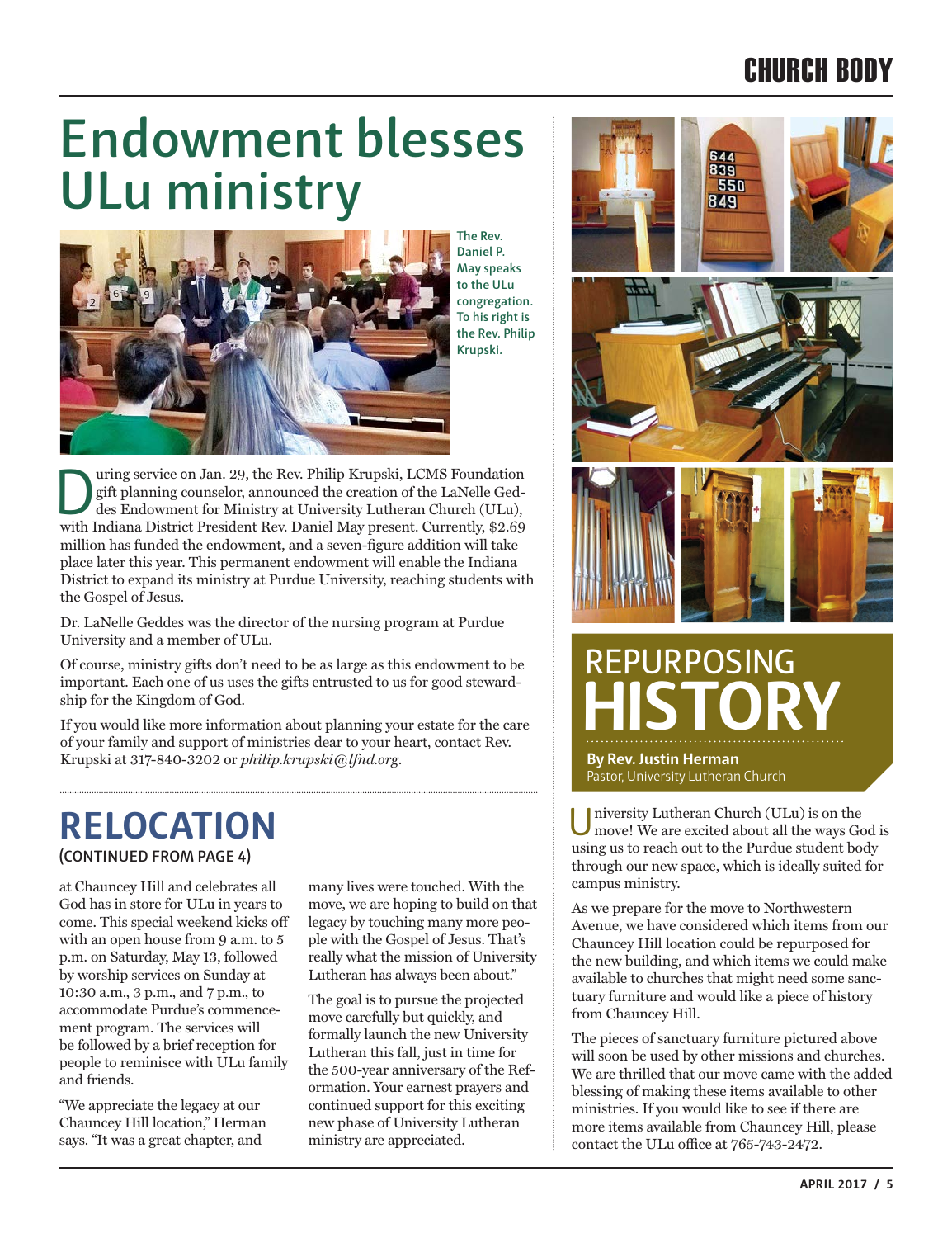# Endowment blesses ULu ministry

The Rev. Daniel P. May speaks to the ULu congregation. To his right is the Rev. Philip Krupski.

During service on Jan. 29, the Rev. Philip Krupski, LCMS Foundation gift planning counselor, announced the creation of the LaNelle Geddes Endowment for Ministry at University Lutheran Church (ULu), with Indiana District President Rev. Daniel May present. Currently, $2.69 million has funded the endowment, and a seven-figure addition will take place later this year. This permanent endowment will enable the Indiana District to expand its ministry at Purdue University, reaching students with the Gospel of Jesus.

Dr. LaNelle Geddes was the director of the nursing program at Purdue University and a member of ULu.

Of course, ministry gifts don't need to be as large as this endowment to be important. Each one of us uses the gifts entrusted to us for good stewardship for the Kingdom of God.

If you would like more information about planning your estate for the care of your family and support of ministries dear to your heart, contact Rev. Krupski at 317-840-3202 or *philip.krupski@lfnd.org*.

## RELOCATION

(CONTINUED FROM PAGE 4)

at Chauncey Hill and celebrates all God has in store for ULu in years to come. This special weekend kicks off with an open house from 9 a.m. to 5 p.m. on Saturday, May 13, followed by worship services on Sunday at 10:30 a.m., 3 p.m., and 7 p.m., to accommodate Purdue's commencement program. The services will be followed by a brief reception for people to reminisce with ULu family and friends.

"We appreciate the legacy at our Chauncey Hill location," Herman says. "It was a great chapter, and many lives were touched. With the move, we are hoping to build on that legacy by touching many more people with the Gospel of Jesus. That's really what the mission of University Lutheran has always been about."

The goal is to pursue the projected move carefully but quickly, and formally launch the new University Lutheran this fall, just in time for the 500-year anniversary of the Reformation. Your earnest prayers and continued support for this exciting new phase of University Lutheran ministry are appreciated.

# REPURPOSING HISTORY

**By Rev. Justin Herman**
Pastor, University Lutheran Church

University Lutheran Church (ULu) is on the move! We are excited about all the ways God is using us to reach out to the Purdue student body through our new space, which is ideally suited for campus ministry.

As we prepare for the move to Northwestern Avenue, we have considered which items from our Chauncey Hill location could be repurposed for the new building, and which items we could make available to churches that might need some sanctuary furniture and would like a piece of history from Chauncey Hill.

The pieces of sanctuary furniture pictured above will soon be used by other missions and churches. We are thrilled that our move came with the added blessing of making these items available to other ministries. If you would like to see if there are more items available from Chauncey Hill, please contact the ULu office at 765-743-2472.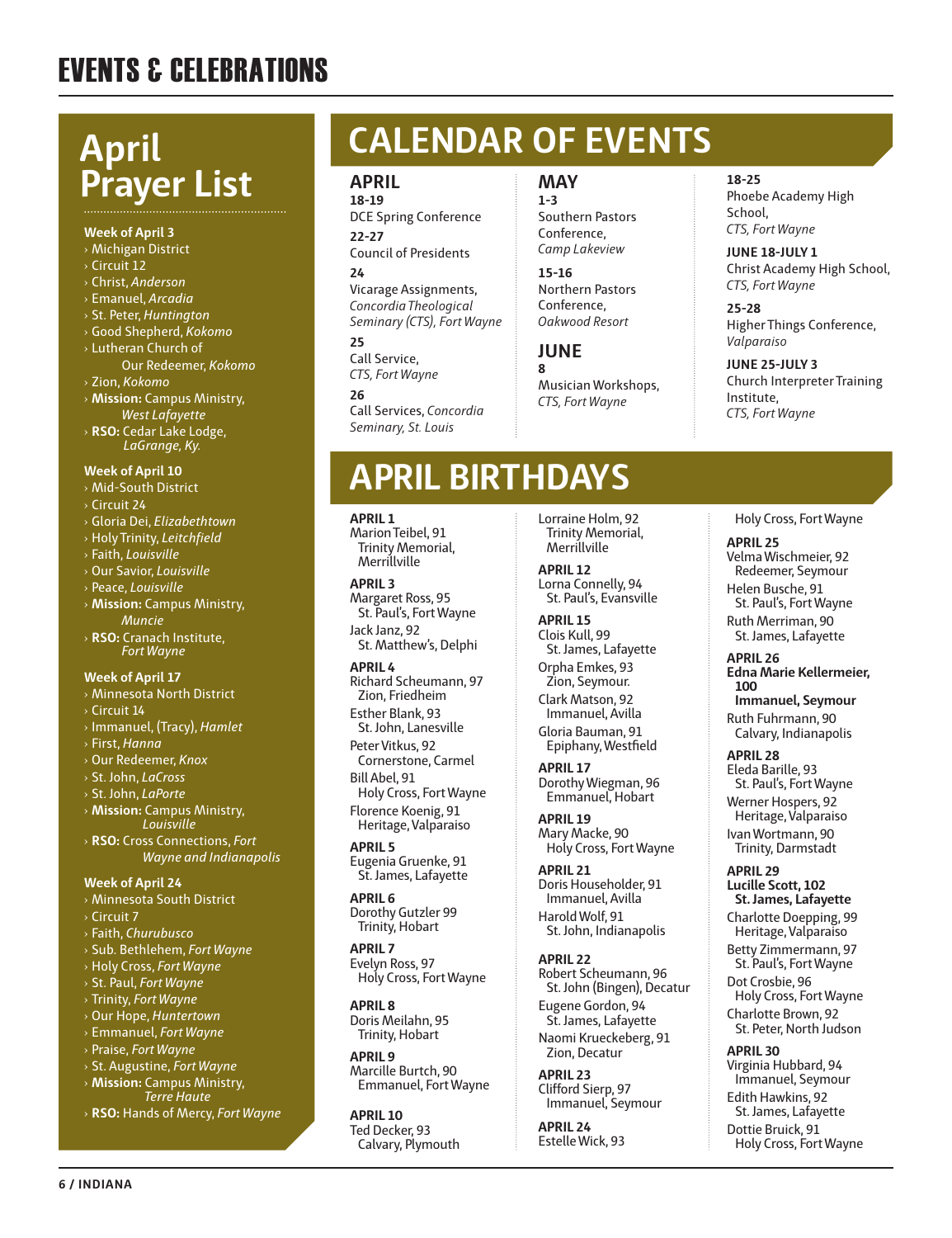# EVENTS & CELEBRATIONS

## April Prayer List

**Week of April 3**
- Michigan District
- Circuit 12
- Christ, *Anderson*
- Emanuel, *Arcadia*
- St. Peter, *Huntington*
- Good Shepherd, *Kokomo*
- Lutheran Church of Our Redeemer, *Kokomo*
- Zion, *Kokomo*
- **Mission:** Campus Ministry, *West Lafayette*
- **RSO:** Cedar Lake Lodge, *LaGrange, Ky.*

**Week of April 10**
- Mid-South District
- Circuit 24
- Gloria Dei, *Elizabethtown*
- Holy Trinity, *Leitchfield*
- Faith, *Louisville*
- Our Savior, *Louisville*
- Peace, *Louisville*
- **Mission:** Campus Ministry, *Muncie*
- **RSO:** Cranach Institute, *Fort Wayne*

**Week of April 17**
- Minnesota North District
- Circuit 14
- Immanuel, (Tracy), *Hamlet*
- First, *Hanna*
- Our Redeemer, *Knox*
- St. John, *LaCross*
- St. John, *LaPorte*
- **Mission:** Campus Ministry, *Louisville*
- **RSO:** Cross Connections, *Fort Wayne and Indianapolis*

**Week of April 24**
- Minnesota South District
- Circuit 7
- Faith, *Churubusco*
- Sub. Bethlehem, *Fort Wayne*
- Holy Cross, *Fort Wayne*
- St. Paul, *Fort Wayne*
- Trinity, *Fort Wayne*
- Our Hope, *Huntertown*
- Emmanuel, *Fort Wayne*
- Praise, *Fort Wayne*
- St. Augustine, *Fort Wayne*
- **Mission:** Campus Ministry, *Terre Haute*
- **RSO:** Hands of Mercy, *Fort Wayne*

## CALENDAR OF EVENTS

### APRIL

**18-19**
DCE Spring Conference

**22-27**
Council of Presidents

**24**
Vicarage Assignments, *Concordia Theological Seminary (CTS), Fort Wayne*

**25**
Call Service, *CTS, Fort Wayne*

**26**
Call Services, *Concordia Seminary, St. Louis*

### MAY

**1-3**
Southern Pastors Conference, *Camp Lakeview*

**15-16**
Northern Pastors Conference, *Oakwood Resort*

### JUNE

**8**
Musician Workshops, *CTS, Fort Wayne*

**18-25**
Phoebe Academy High School, *CTS, Fort Wayne*

**JUNE 18-JULY 1**
Christ Academy High School, *CTS, Fort Wayne*

**25-28**
Higher Things Conference, *Valparaiso*

**JUNE 25-JULY 3**
Church Interpreter Training Institute, *CTS, Fort Wayne*

## APRIL BIRTHDAYS

**APRIL 1**
Marion Teibel, 91
Trinity Memorial, Merrillville

**APRIL 3**
Margaret Ross, 95
St. Paul's, Fort Wayne
Jack Janz, 92
St. Matthew's, Delphi

**APRIL 4**
Richard Scheumann, 97
Zion, Friedheim
Esther Blank, 93
St. John, Lanesville
Peter Vitkus, 92
Cornerstone, Carmel
Bill Abel, 91
Holy Cross, Fort Wayne
Florence Koenig, 91
Heritage, Valparaiso

**APRIL 5**
Eugenia Gruenke, 91
St. James, Lafayette

**APRIL 6**
Dorothy Gutzler 99
Trinity, Hobart

**APRIL 7**
Evelyn Ross, 97
Holy Cross, Fort Wayne

**APRIL 8**
Doris Meilahn, 95
Trinity, Hobart

**APRIL 9**
Marcille Burtch, 90
Emmanuel, Fort Wayne

**APRIL 10**
Ted Decker, 93
Calvary, Plymouth
Lorraine Holm, 92
Trinity Memorial, Merrillville

**APRIL 12**
Lorna Connelly, 94
St. Paul's, Evansville

**APRIL 15**
Clois Kull, 99
St. James, Lafayette
Orpha Emkes, 93
Zion, Seymour.
Clark Matson, 92
Immanuel, Avilla
Gloria Bauman, 91
Epiphany, Westfield

**APRIL 17**
Dorothy Wiegman, 96
Emmanuel, Hobart

**APRIL 19**
Mary Macke, 90
Holy Cross, Fort Wayne

**APRIL 21**
Doris Householder, 91
Immanuel, Avilla
Harold Wolf, 91
St. John, Indianapolis

**APRIL 22**
Robert Scheumann, 96
St. John (Bingen), Decatur
Eugene Gordon, 94
St. James, Lafayette
Naomi Krueckeberg, 91
Zion, Decatur

**APRIL 23**
Clifford Sierp, 97
Immanuel, Seymour

**APRIL 24**
Estelle Wick, 93
Holy Cross, Fort Wayne

**APRIL 25**
Velma Wischmeier, 92
Redeemer, Seymour
Helen Busche, 91
St. Paul's, Fort Wayne
Ruth Merriman, 90
St. James, Lafayette

**APRIL 26**
**Edna Marie Kellermeier, 100**
**Immanuel, Seymour**
Ruth Fuhrmann, 90
Calvary, Indianapolis

**APRIL 28**
Eleda Barille, 93
St. Paul's, Fort Wayne
Werner Hospers, 92
Heritage, Valparaiso
Ivan Wortmann, 90
Trinity, Darmstadt

**APRIL 29**
**Lucille Scott, 102**
**St. James, Lafayette**
Charlotte Doepping, 99
Heritage, Valparaiso
Betty Zimmermann, 97
St. Paul's, Fort Wayne
Dot Crosbie, 96
Holy Cross, Fort Wayne
Charlotte Brown, 92
St. Peter, North Judson

**APRIL 30**
Virginia Hubbard, 94
Immanuel, Seymour
Edith Hawkins, 92
St. James, Lafayette
Dottie Bruick, 91
Holy Cross, Fort Wayne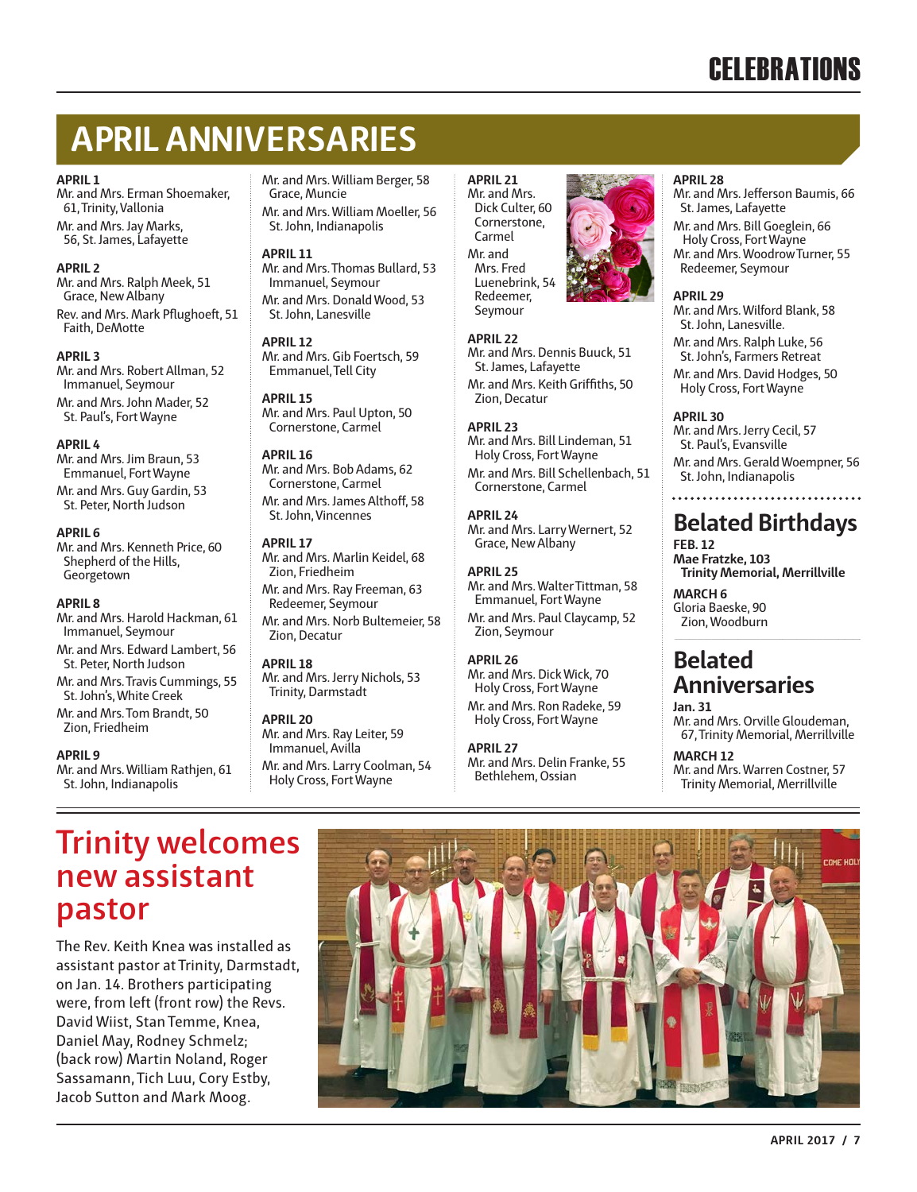# CELEBRATIONS

## APRIL ANNIVERSARIES

**APRIL 1**
Mr. and Mrs. Erman Shoemaker, 61, Trinity, Vallonia
Mr. and Mrs. Jay Marks, 56, St. James, Lafayette

**APRIL 2**
Mr. and Mrs. Ralph Meek, 51 Grace, New Albany
Rev. and Mrs. Mark Pflughoeft, 51 Faith, DeMotte

**APRIL 3**
Mr. and Mrs. Robert Allman, 52 Immanuel, Seymour
Mr. and Mrs. John Mader, 52 St. Paul's, Fort Wayne

**APRIL 4**
Mr. and Mrs. Jim Braun, 53 Emmanuel, Fort Wayne
Mr. and Mrs. Guy Gardin, 53 St. Peter, North Judson

**APRIL 6**
Mr. and Mrs. Kenneth Price, 60 Shepherd of the Hills, Georgetown

**APRIL 8**
Mr. and Mrs. Harold Hackman, 61 Immanuel, Seymour
Mr. and Mrs. Edward Lambert, 56 St. Peter, North Judson
Mr. and Mrs. Travis Cummings, 55 St. John's, White Creek
Mr. and Mrs. Tom Brandt, 50 Zion, Friedheim

**APRIL 9**
Mr. and Mrs. William Rathjen, 61 St. John, Indianapolis
Mr. and Mrs. William Berger, 58 Grace, Muncie
Mr. and Mrs. William Moeller, 56 St. John, Indianapolis

**APRIL 11**
Mr. and Mrs. Thomas Bullard, 53 Immanuel, Seymour
Mr. and Mrs. Donald Wood, 53 St. John, Lanesville

**APRIL 12**
Mr. and Mrs. Gib Foertsch, 59 Emmanuel, Tell City

**APRIL 15**
Mr. and Mrs. Paul Upton, 50 Cornerstone, Carmel

**APRIL 16**
Mr. and Mrs. Bob Adams, 62 Cornerstone, Carmel
Mr. and Mrs. James Althoff, 58 St. John, Vincennes

**APRIL 17**
Mr. and Mrs. Marlin Keidel, 68 Zion, Friedheim
Mr. and Mrs. Ray Freeman, 63 Redeemer, Seymour
Mr. and Mrs. Norb Bultemeier, 58 Zion, Decatur

**APRIL 18**
Mr. and Mrs. Jerry Nichols, 53 Trinity, Darmstadt

**APRIL 20**
Mr. and Mrs. Ray Leiter, 59 Immanuel, Avilla
Mr. and Mrs. Larry Coolman, 54 Holy Cross, Fort Wayne

**APRIL 21**
Mr. and Mrs. Dick Culter, 60 Cornerstone, Carmel
Mr. and Mrs. Fred Luenebrink, 54 Redeemer, Seymour

**APRIL 22**
Mr. and Mrs. Dennis Buuck, 51 St. James, Lafayette
Mr. and Mrs. Keith Griffiths, 50 Zion, Decatur

**APRIL 23**
Mr. and Mrs. Bill Lindeman, 51 Holy Cross, Fort Wayne
Mr. and Mrs. Bill Schellenbach, 51 Cornerstone, Carmel

**APRIL 24**
Mr. and Mrs. Larry Wernert, 52 Grace, New Albany

**APRIL 25**
Mr. and Mrs. Walter Tittman, 58 Emmanuel, Fort Wayne
Mr. and Mrs. Paul Claycamp, 52 Zion, Seymour

**APRIL 26**
Mr. and Mrs. Dick Wick, 70 Holy Cross, Fort Wayne
Mr. and Mrs. Ron Radeke, 59 Holy Cross, Fort Wayne

**APRIL 27**
Mr. and Mrs. Delin Franke, 55 Bethlehem, Ossian

**APRIL 28**
Mr. and Mrs. Jefferson Baumis, 66 St. James, Lafayette
Mr. and Mrs. Bill Goeglein, 66 Holy Cross, Fort Wayne
Mr. and Mrs. Woodrow Turner, 55 Redeemer, Seymour

**APRIL 29**
Mr. and Mrs. Wilford Blank, 58 St. John, Lanesville.
Mr. and Mrs. Ralph Luke, 56 St. John's, Farmers Retreat
Mr. and Mrs. David Hodges, 50 Holy Cross, Fort Wayne

**APRIL 30**
Mr. and Mrs. Jerry Cecil, 57 St. Paul's, Evansville
Mr. and Mrs. Gerald Woempner, 56 St. John, Indianapolis

## Belated Birthdays

**FEB. 12**
**Mae Fratzke, 103 Trinity Memorial, Merrillville**

**MARCH 6**
Gloria Baeske, 90 Zion, Woodburn

## Belated Anniversaries

**Jan. 31**
Mr. and Mrs. Orville Gloudeman, 67, Trinity Memorial, Merrillville

**MARCH 12**
Mr. and Mrs. Warren Costner, 57 Trinity Memorial, Merrillville

## Trinity welcomes new assistant pastor

The Rev. Keith Knea was installed as assistant pastor at Trinity, Darmstadt, on Jan. 14. Brothers participating were, from left (front row) the Revs. David Wiist, Stan Temme, Knea, Daniel May, Rodney Schmelz; (back row) Martin Noland, Roger Sassamann, Tich Luu, Cory Estby, Jacob Sutton and Mark Moog.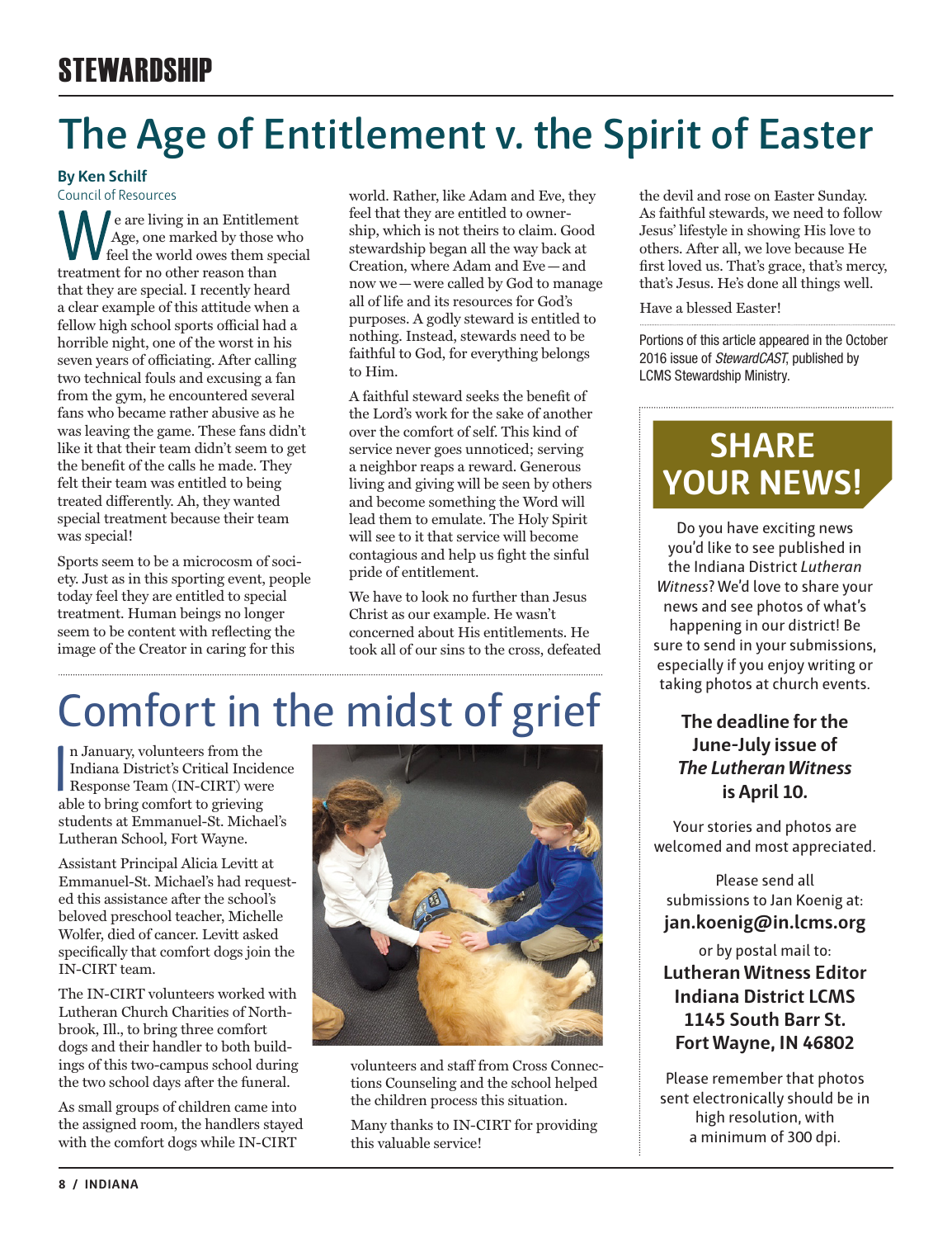# STEWARDSHIP

## The Age of Entitlement v. the Spirit of Easter

**By Ken Schilf**
Council of Resources

We are living in an Entitlement Age, one marked by those who feel the world owes them special treatment for no other reason than that they are special. I recently heard a clear example of this attitude when a fellow high school sports official had a horrible night, one of the worst in his seven years of officiating. After calling two technical fouls and excusing a fan from the gym, he encountered several fans who became rather abusive as he was leaving the game. These fans didn't like it that their team didn't seem to get the benefit of the calls he made. They felt their team was entitled to being treated differently. Ah, they wanted special treatment because their team was special!

Sports seem to be a microcosm of society. Just as in this sporting event, people today feel they are entitled to special treatment. Human beings no longer seem to be content with reflecting the image of the Creator in caring for this world. Rather, like Adam and Eve, they feel that they are entitled to ownership, which is not theirs to claim. Good stewardship began all the way back at Creation, where Adam and Eve — and now we — were called by God to manage all of life and its resources for God's purposes. A godly steward is entitled to nothing. Instead, stewards need to be faithful to God, for everything belongs to Him.

A faithful steward seeks the benefit of the Lord's work for the sake of another over the comfort of self. This kind of service never goes unnoticed; serving a neighbor reaps a reward. Generous living and giving will be seen by others and become something the Word will lead them to emulate. The Holy Spirit will see to it that service will become contagious and help us fight the sinful pride of entitlement.

We have to look no further than Jesus Christ as our example. He wasn't concerned about His entitlements. He took all of our sins to the cross, defeated the devil and rose on Easter Sunday. As faithful stewards, we need to follow Jesus' lifestyle in showing His love to others. After all, we love because He first loved us. That's grace, that's mercy, that's Jesus. He's done all things well.

Have a blessed Easter!

Portions of this article appeared in the October 2016 issue of *StewardCAST*, published by LCMS Stewardship Ministry.

## Comfort in the midst of grief

In January, volunteers from the Indiana District's Critical Incidence Response Team (IN-CIRT) were able to bring comfort to grieving students at Emmanuel-St. Michael's Lutheran School, Fort Wayne.

Assistant Principal Alicia Levitt at Emmanuel-St. Michael's had requested this assistance after the school's beloved preschool teacher, Michelle Wolfer, died of cancer. Levitt asked specifically that comfort dogs join the IN-CIRT team.

The IN-CIRT volunteers worked with Lutheran Church Charities of Northbrook, Ill., to bring three comfort dogs and their handler to both buildings of this two-campus school during the two school days after the funeral.

As small groups of children came into the assigned room, the handlers stayed with the comfort dogs while IN-CIRT volunteers and staff from Cross Connections Counseling and the school helped the children process this situation.

Many thanks to IN-CIRT for providing this valuable service!

## SHARE YOUR NEWS!

Do you have exciting news you'd like to see published in the Indiana District *Lutheran Witness*? We'd love to share your news and see photos of what's happening in our district! Be sure to send in your submissions, especially if you enjoy writing or taking photos at church events.

**The deadline for the June-July issue of *The Lutheran Witness* is April 10.**

Your stories and photos are welcomed and most appreciated.

Please send all submissions to Jan Koenig at:
**jan.koenig@in.lcms.org**

or by postal mail to:
**Lutheran Witness Editor**
**Indiana District LCMS**
**1145 South Barr St.**
**Fort Wayne, IN 46802**

Please remember that photos sent electronically should be in high resolution, with a minimum of 300 dpi.